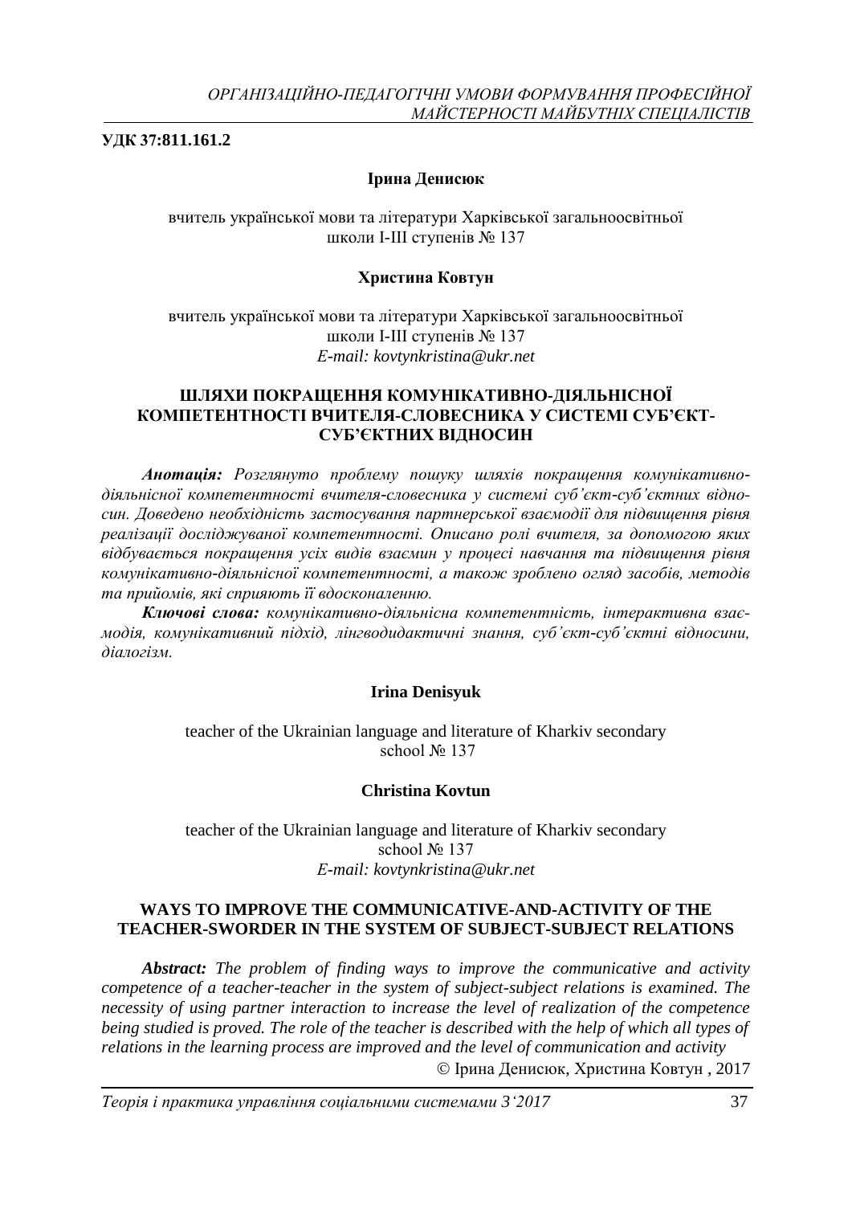**УДК 37:811.161.2**

**Ірина Денисюк**

вчитель української мови та літератури Харківської загальноосвітньої школи І-ІІІ ступенів № 137

**Христина Ковтун**

вчитель української мови та літератури Харківської загальноосвітньої школи І-ІІІ ступенів № 137
*E-mail: kovtynkristina@ukr.net*

## ШЛЯХИ ПОКРАЩЕННЯ КОМУНІКАТИВНО-ДІЯЛЬНІСНОЇ КОМПЕТЕНТНОСТІ ВЧИТЕЛЯ-СЛОВЕСНИКА У СИСТЕМІ СУБ'ЄКТ-СУБ'ЄКТНИХ ВІДНОСИН

***Анотація:*** *Розглянуто проблему пошуку шляхів покращення комунікативно-діяльнісної компетентності вчителя-словесника у системі суб'єкт-суб'єктних відносин. Доведено необхідність застосування партнерської взаємодії для підвищення рівня реалізації досліджуваної компетентності. Описано ролі вчителя, за допомогою яких відбувається покращення усіх видів взаємин у процесі навчання та підвищення рівня комунікативно-діяльнісної компетентності, а також зроблено огляд засобів, методів та прийомів, які сприяють її вдосконаленню.*

***Ключові слова:*** *комунікативно-діяльнісна компетентність, інтерактивна взаємодія, комунікативний підхід, лінгводидактичні знання, суб'єкт-суб'єктні відносини, діалогізм.*

**Irina Denisyuk**

teacher of the Ukrainian language and literature of Kharkiv secondary school № 137

**Christina Kovtun**

teacher of the Ukrainian language and literature of Kharkiv secondary school № 137
*E-mail: kovtynkristina@ukr.net*

## WAYS TO IMPROVE THE COMMUNICATIVE-AND-ACTIVITY OF THE TEACHER-SWORDER IN THE SYSTEM OF SUBJECT-SUBJECT RELATIONS

***Abstract:*** *The problem of finding ways to improve the communicative and activity competence of a teacher-teacher in the system of subject-subject relations is examined. The necessity of using partner interaction to increase the level of realization of the competence being studied is proved. The role of the teacher is described with the help of which all types of relations in the learning process are improved and the level of communication and activity*

© Ірина Денисюк, Христина Ковтун , 2017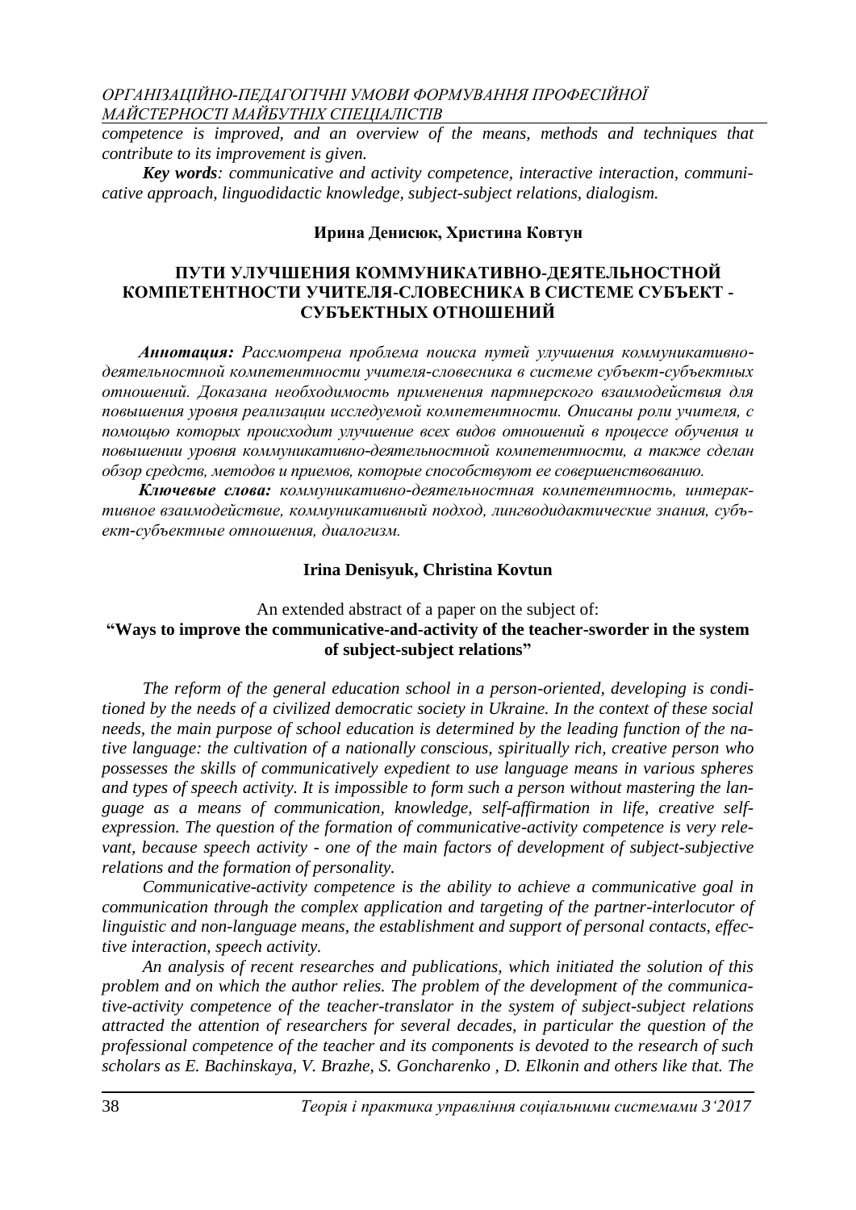*competence is improved, and an overview of the means, methods and techniques that contribute to its improvement is given.*

***Key words****: communicative and activity competence, interactive interaction, communicative approach, linguodidactic knowledge, subject-subject relations, dialogism.*

**Ирина Денисюк, Христина Ковтун**

## ПУТИ УЛУЧШЕНИЯ КОММУНИКАТИВНО-ДЕЯТЕЛЬНОСТНОЙ КОМПЕТЕНТНОСТИ УЧИТЕЛЯ-СЛОВЕСНИКА В СИСТЕМЕ СУБЪЕКТ - СУБЪЕКТНЫХ ОТНОШЕНИЙ

***Аннотация:*** *Рассмотрена проблема поиска путей улучшения коммуникативно-деятельностной компетентности учителя-словесника в системе субъект-субъектных отношений. Доказана необходимость применения партнерского взаимодействия для повышения уровня реализации исследуемой компетентности. Описаны роли учителя, с помощью которых происходит улучшение всех видов отношений в процессе обучения и повышении уровня коммуникативно-деятельностной компетентности, а также сделан обзор средств, методов и приемов, которые способствуют ее совершенствованию.*

***Ключевые слова:*** *коммуникативно-деятельностная компетентность, интерактивное взаимодействие, коммуникативный подход, лингводидактические знания, субъект-субъектные отношения, диалогизм.*

**Irina Denisyuk, Christina Kovtun**

An extended abstract of a paper on the subject of:

**"Ways to improve the communicative-and-activity of the teacher-sworder in the system of subject-subject relations"**

*The reform of the general education school in a person-oriented, developing is conditioned by the needs of a civilized democratic society in Ukraine. In the context of these social needs, the main purpose of school education is determined by the leading function of the native language: the cultivation of a nationally conscious, spiritually rich, creative person who possesses the skills of communicatively expedient to use language means in various spheres and types of speech activity. It is impossible to form such a person without mastering the language as a means of communication, knowledge, self-affirmation in life, creative self-expression. The question of the formation of communicative-activity competence is very relevant, because speech activity - one of the main factors of development of subject-subjective relations and the formation of personality.*

*Communicative-activity competence is the ability to achieve a communicative goal in communication through the complex application and targeting of the partner-interlocutor of linguistic and non-language means, the establishment and support of personal contacts, effective interaction, speech activity.*

*An analysis of recent researches and publications, which initiated the solution of this problem and on which the author relies. The problem of the development of the communicative-activity competence of the teacher-translator in the system of subject-subject relations attracted the attention of researchers for several decades, in particular the question of the professional competence of the teacher and its components is devoted to the research of such scholars as E. Bachinskaya, V. Brazhe, S. Goncharenko , D. Elkonin and others like that. The*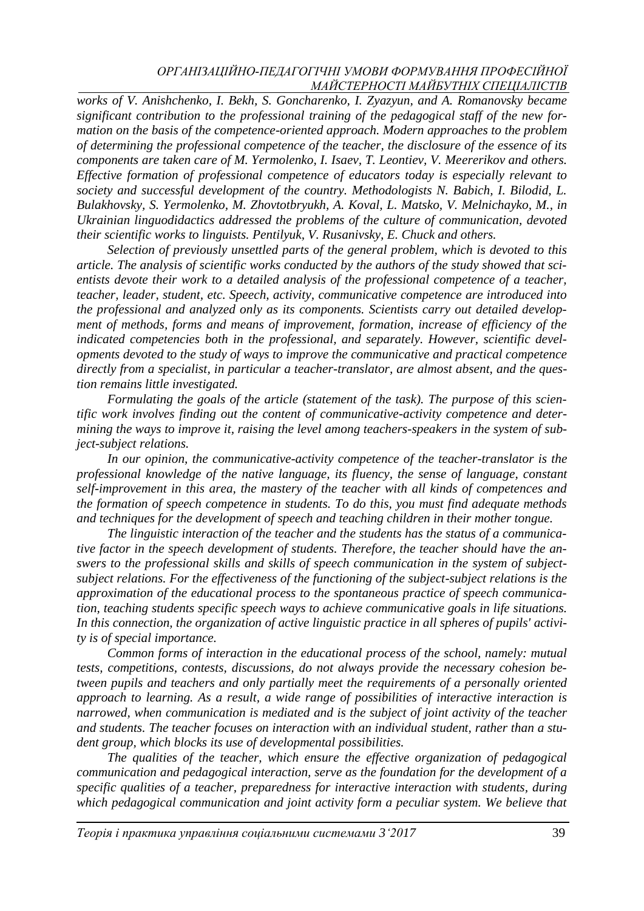*works of V. Anishchenko, I. Bekh, S. Goncharenko, I. Zyazyun, and A. Romanovsky became significant contribution to the professional training of the pedagogical staff of the new formation on the basis of the competence-oriented approach. Modern approaches to the problem of determining the professional competence of the teacher, the disclosure of the essence of its components are taken care of M. Yermolenko, I. Isaev, T. Leontiev, V. Meererikov and others. Effective formation of professional competence of educators today is especially relevant to society and successful development of the country. Methodologists N. Babich, I. Bilodid, L. Bulakhovsky, S. Yermolenko, M. Zhovtotbryukh, A. Koval, L. Matsko, V. Melnichayko, M., in Ukrainian linguodidactics addressed the problems of the culture of communication, devoted their scientific works to linguists. Pentilyuk, V. Rusanivsky, E. Chuck and others.*

*Selection of previously unsettled parts of the general problem, which is devoted to this article. The analysis of scientific works conducted by the authors of the study showed that scientists devote their work to a detailed analysis of the professional competence of a teacher, teacher, leader, student, etc. Speech, activity, communicative competence are introduced into the professional and analyzed only as its components. Scientists carry out detailed development of methods, forms and means of improvement, formation, increase of efficiency of the indicated competencies both in the professional, and separately. However, scientific developments devoted to the study of ways to improve the communicative and practical competence directly from a specialist, in particular a teacher-translator, are almost absent, and the question remains little investigated.*

*Formulating the goals of the article (statement of the task). The purpose of this scientific work involves finding out the content of communicative-activity competence and determining the ways to improve it, raising the level among teachers-speakers in the system of subject-subject relations.*

*In our opinion, the communicative-activity competence of the teacher-translator is the professional knowledge of the native language, its fluency, the sense of language, constant self-improvement in this area, the mastery of the teacher with all kinds of competences and the formation of speech competence in students. To do this, you must find adequate methods and techniques for the development of speech and teaching children in their mother tongue.*

*The linguistic interaction of the teacher and the students has the status of a communicative factor in the speech development of students. Therefore, the teacher should have the answers to the professional skills and skills of speech communication in the system of subject-subject relations. For the effectiveness of the functioning of the subject-subject relations is the approximation of the educational process to the spontaneous practice of speech communication, teaching students specific speech ways to achieve communicative goals in life situations. In this connection, the organization of active linguistic practice in all spheres of pupils' activity is of special importance.*

*Common forms of interaction in the educational process of the school, namely: mutual tests, competitions, contests, discussions, do not always provide the necessary cohesion between pupils and teachers and only partially meet the requirements of a personally oriented approach to learning. As a result, a wide range of possibilities of interactive interaction is narrowed, when communication is mediated and is the subject of joint activity of the teacher and students. The teacher focuses on interaction with an individual student, rather than a student group, which blocks its use of developmental possibilities.*

*The qualities of the teacher, which ensure the effective organization of pedagogical communication and pedagogical interaction, serve as the foundation for the development of a specific qualities of a teacher, preparedness for interactive interaction with students, during which pedagogical communication and joint activity form a peculiar system. We believe that*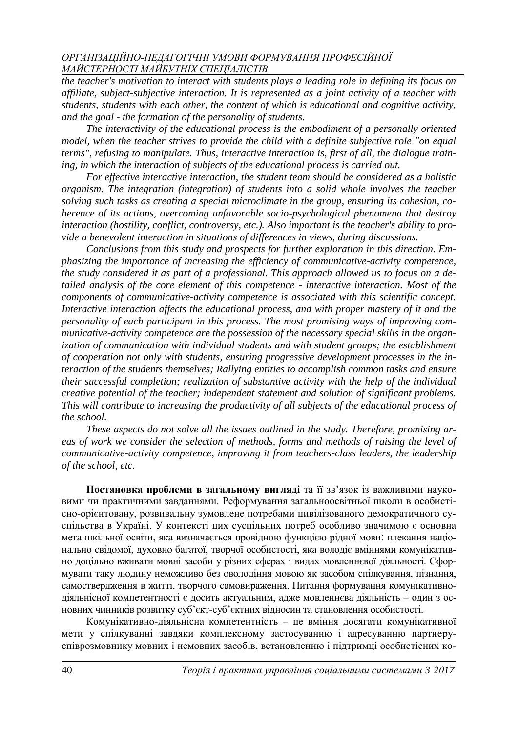*the teacher's motivation to interact with students plays a leading role in defining its focus on affiliate, subject-subjective interaction. It is represented as a joint activity of a teacher with students, students with each other, the content of which is educational and cognitive activity, and the goal - the formation of the personality of students.*

*The interactivity of the educational process is the embodiment of a personally oriented model, when the teacher strives to provide the child with a definite subjective role "on equal terms", refusing to manipulate. Thus, interactive interaction is, first of all, the dialogue training, in which the interaction of subjects of the educational process is carried out.*

*For effective interactive interaction, the student team should be considered as a holistic organism. The integration (integration) of students into a solid whole involves the teacher solving such tasks as creating a special microclimate in the group, ensuring its cohesion, coherence of its actions, overcoming unfavorable socio-psychological phenomena that destroy interaction (hostility, conflict, controversy, etc.). Also important is the teacher's ability to provide a benevolent interaction in situations of differences in views, during discussions.*

*Conclusions from this study and prospects for further exploration in this direction. Emphasizing the importance of increasing the efficiency of communicative-activity competence, the study considered it as part of a professional. This approach allowed us to focus on a detailed analysis of the core element of this competence - interactive interaction. Most of the components of communicative-activity competence is associated with this scientific concept. Interactive interaction affects the educational process, and with proper mastery of it and the personality of each participant in this process. The most promising ways of improving communicative-activity competence are the possession of the necessary special skills in the organization of communication with individual students and with student groups; the establishment of cooperation not only with students, ensuring progressive development processes in the interaction of the students themselves; Rallying entities to accomplish common tasks and ensure their successful completion; realization of substantive activity with the help of the individual creative potential of the teacher; independent statement and solution of significant problems. This will contribute to increasing the productivity of all subjects of the educational process of the school.*

*These aspects do not solve all the issues outlined in the study. Therefore, promising areas of work we consider the selection of methods, forms and methods of raising the level of communicative-activity competence, improving it from teachers-class leaders, the leadership of the school, etc.*

**Постановка проблеми в загальному вигляді** та її зв'язок із важливими науковими чи практичними завданнями. Реформування загальноосвітньої школи в особистісно-орієнтовану, розвивальну зумовлене потребами цивілізованого демократичного суспільства в Україні. У контексті цих суспільних потреб особливо значимою є основна мета шкільної освіти, яка визначається провідною функцією рідної мови: плекання національно свідомої, духовно багатої, творчої особистості, яка володіє вміннями комунікативно доцільно вживати мовні засоби у різних сферах і видах мовленнєвої діяльності. Сформувати таку людину неможливо без оволодіння мовою як засобом спілкування, пізнання, самоствердження в житті, творчого самовираження. Питання формування комунікативно-діяльнісної компетентності є досить актуальним, адже мовленнєва діяльність – один з основних чинників розвитку суб'єкт-суб'єктних відносин та становлення особистості.

Комунікативно-діяльнісна компетентність – це вміння досягати комунікативної мети у спілкуванні завдяки комплексному застосуванню і адресуванню партнеру-співрозмовнику мовних і немовних засобів, встановленню і підтримці особистісних ко-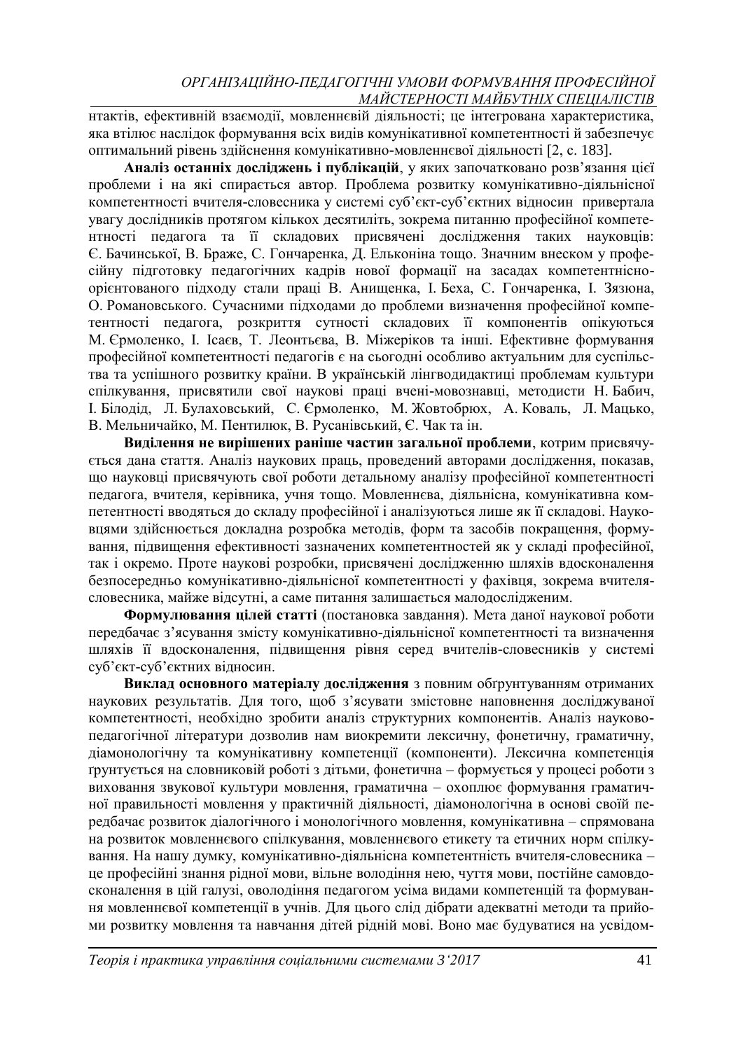нтактів, ефективній взаємодії, мовленнєвій діяльності; це інтегрована характеристика, яка втілює наслідок формування всіх видів комунікативної компетентності й забезпечує оптимальний рівень здійснення комунікативно-мовленнєвої діяльності [2, с. 183].

**Аналіз останніх досліджень і публікацій**, у яких започатковано розв'язання цієї проблеми і на які спирається автор. Проблема розвитку комунікативно-діяльнісної компетентності вчителя-словесника у системі суб'єкт-суб'єктних відносин привертала увагу дослідників протягом кількох десятиліть, зокрема питанню професійної компетентності педагога та її складових присвячені дослідження таких науковців: Є. Бачинської, В. Браже, С. Гончаренка, Д. Ельконіна тощо. Значним внеском у професійну підготовку педагогічних кадрів нової формації на засадах компетентнісно-орієнтованого підходу стали праці В. Анищенка, І. Беха, С. Гончаренка, І. Зязюна, О. Романовського. Сучасними підходами до проблеми визначення професійної компетентності педагога, розкриття сутності складових її компонентів опікуються М. Єрмоленко, І. Ісаєв, Т. Леонтьєва, В. Міжеріков та інші. Ефективне формування професійної компетентності педагогів є на сьогодні особливо актуальним для суспільства та успішного розвитку країни. В українській лінгводидактиці проблемам культури спілкування, присвятили свої наукові праці вчені-мовознавці, методисти Н. Бабич, І. Білодід, Л. Булаховський, С. Єрмоленко, М. Жовтобрюх, А. Коваль, Л. Мацько, В. Мельничайко, М. Пентилюк, В. Русанівський, Є. Чак та ін.

**Виділення не вирішених раніше частин загальної проблеми**, котрим присвячується дана стаття. Аналіз наукових праць, проведений авторами дослідження, показав, що науковці присвячують свої роботи детальному аналізу професійної компетентності педагога, вчителя, керівника, учня тощо. Мовленнєва, діяльнісна, комунікативна компетентності вводяться до складу професійної і аналізуються лише як її складові. Науковцями здійснюється докладна розробка методів, форм та засобів покращення, формування, підвищення ефективності зазначених компетентностей як у складі професійної, так і окремо. Проте наукові розробки, присвячені дослідженню шляхів вдосконалення безпосередньо комунікативно-діяльнісної компетентності у фахівця, зокрема вчителя-словесника, майже відсутні, а саме питання залишається малодослідженим.

**Формулювання цілей статті** (постановка завдання). Мета даної наукової роботи передбачає з'ясування змісту комунікативно-діяльнісної компетентності та визначення шляхів її вдосконалення, підвищення рівня серед вчителів-словесників у системі суб'єкт-суб'єктних відносин.

**Виклад основного матеріалу дослідження** з повним обґрунтуванням отриманих наукових результатів. Для того, щоб з'ясувати змістовне наповнення досліджуваної компетентності, необхідно зробити аналіз структурних компонентів. Аналіз науково-педагогічної літератури дозволив нам виокремити лексичну, фонетичну, граматичну, діамонологічну та комунікативну компетенції (компоненти). Лексична компетенція ґрунтується на словниковій роботі з дітьми, фонетична – формується у процесі роботи з виховання звукової культури мовлення, граматична – охоплює формування граматичної правильності мовлення у практичній діяльності, діамонологічна в основі своїй передбачає розвиток діалогічного і монологічного мовлення, комунікативна – спрямована на розвиток мовленнєвого спілкування, мовленнєвого етикету та етичних норм спілкування. На нашу думку, комунікативно-діяльнісна компетентність вчителя-словесника – це професійні знання рідної мови, вільне володіння нею, чуття мови, постійне самовдосконалення в цій галузі, оволодіння педагогом усіма видами компетенцій та формування мовленнєвої компетенції в учнів. Для цього слід дібрати адекватні методи та прийоми розвитку мовлення та навчання дітей рідній мові. Воно має будуватися на усвідом-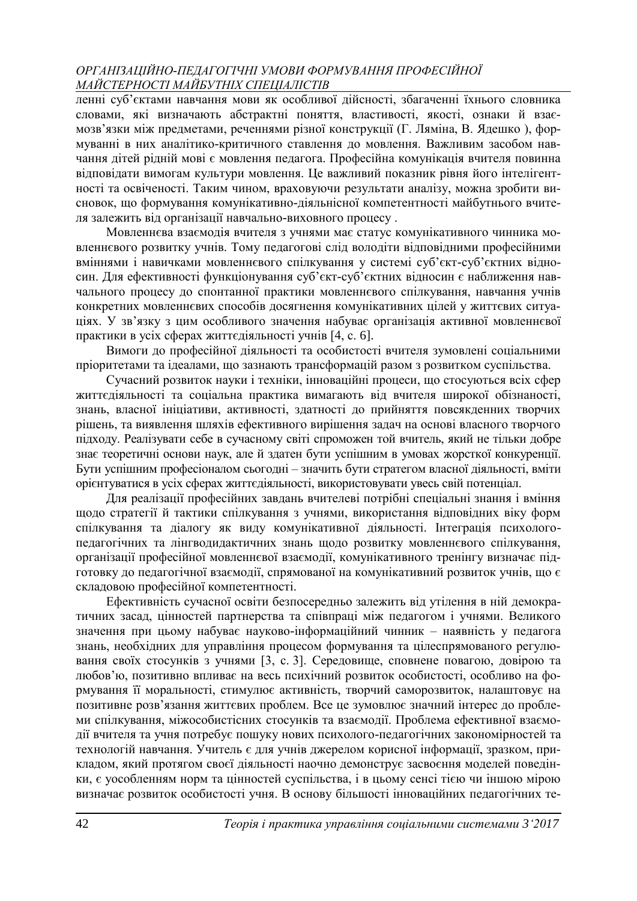ленні суб'єктами навчання мови як особливої дійсності, збагаченні їхнього словника словами, які визначають абстрактні поняття, властивості, якості, ознаки й взаємозв'язки між предметами, реченнями різної конструкції (Г. Ляміна, В. Ядешко ), формуванні в них аналітико-критичного ставлення до мовлення. Важливим засобом навчання дітей рідній мові є мовлення педагога. Професійна комунікація вчителя повинна відповідати вимогам культури мовлення. Це важливий показник рівня його інтелігентності та освіченості. Таким чином, враховуючи результати аналізу, можна зробити висновок, що формування комунікативно-діяльнісної компетентності майбутнього вчителя залежить від організації навчально-виховного процесу .

Мовленнєва взаємодія вчителя з учнями має статус комунікативного чинника мовленнєвого розвитку учнів. Тому педагогові слід володіти відповідними професійними вміннями і навичками мовленнєвого спілкування у системі суб'єкт-суб'єктних відносин. Для ефективності функціонування суб'єкт-суб'єктних відносин є наближення навчального процесу до спонтанної практики мовленнєвого спілкування, навчання учнів конкретних мовленнєвих способів досягнення комунікативних цілей у життєвих ситуаціях. У зв'язку з цим особливого значення набуває організація активної мовленнєвої практики в усіх сферах життєдіяльності учнів [4, с. 6].

Вимоги до професійної діяльності та особистості вчителя зумовлені соціальними пріоритетами та ідеалами, що зазнають трансформацій разом з розвитком суспільства.

Сучасний розвиток науки і техніки, інноваційні процеси, що стосуються всіх сфер життєдіяльності та соціальна практика вимагають від вчителя широкої обізнаності, знань, власної ініціативи, активності, здатності до прийняття повсякденних творчих рішень, та виявлення шляхів ефективного вирішення задач на основі власного творчого підходу. Реалізувати себе в сучасному світі спроможен той вчитель, який не тільки добре знає теоретичні основи наук, але й здатен бути успішним в умовах жорсткої конкуренції. Бути успішним професіоналом сьогодні – значить бути стратегом власної діяльності, вміти орієнтуватися в усіх сферах життєдіяльності, використовувати увесь свій потенціал.

Для реалізації професійних завдань вчителеві потрібні спеціальні знання і вміння щодо стратегії й тактики спілкування з учнями, використання відповідних віку форм спілкування та діалогу як виду комунікативної діяльності. Інтеграція психолого-педагогічних та лінгводидактичних знань щодо розвитку мовленнєвого спілкування, організації професійної мовленнєвої взаємодії, комунікативного тренінгу визначає підготовку до педагогічної взаємодії, спрямованої на комунікативний розвиток учнів, що є складовою професійної компетентності.

Ефективність сучасної освіти безпосередньо залежить від утілення в ній демократичних засад, цінностей партнерства та співпраці між педагогом і учнями. Великого значення при цьому набуває науково-інформаційний чинник – наявність у педагога знань, необхідних для управління процесом формування та цілеспрямованого регулювання своїх стосунків з учнями [3, с. 3]. Середовище, сповнене повагою, довірою та любов'ю, позитивно впливає на весь психічний розвиток особистості, особливо на формування її моральності, стимулює активність, творчий саморозвиток, налаштовує на позитивне розв'язання життєвих проблем. Все це зумовлює значний інтерес до проблеми спілкування, міжособистісних стосунків та взаємодії. Проблема ефективної взаємодії вчителя та учня потребує пошуку нових психолого-педагогічних закономірностей та технологій навчання. Учитель є для учнів джерелом корисної інформації, зразком, прикладом, який протягом своєї діяльності наочно демонструє засвоєння моделей поведінки, є уособленням норм та цінностей суспільства, і в цьому сенсі тією чи іншою мірою визначає розвиток особистості учня. В основу більшості інноваційних педагогічних те-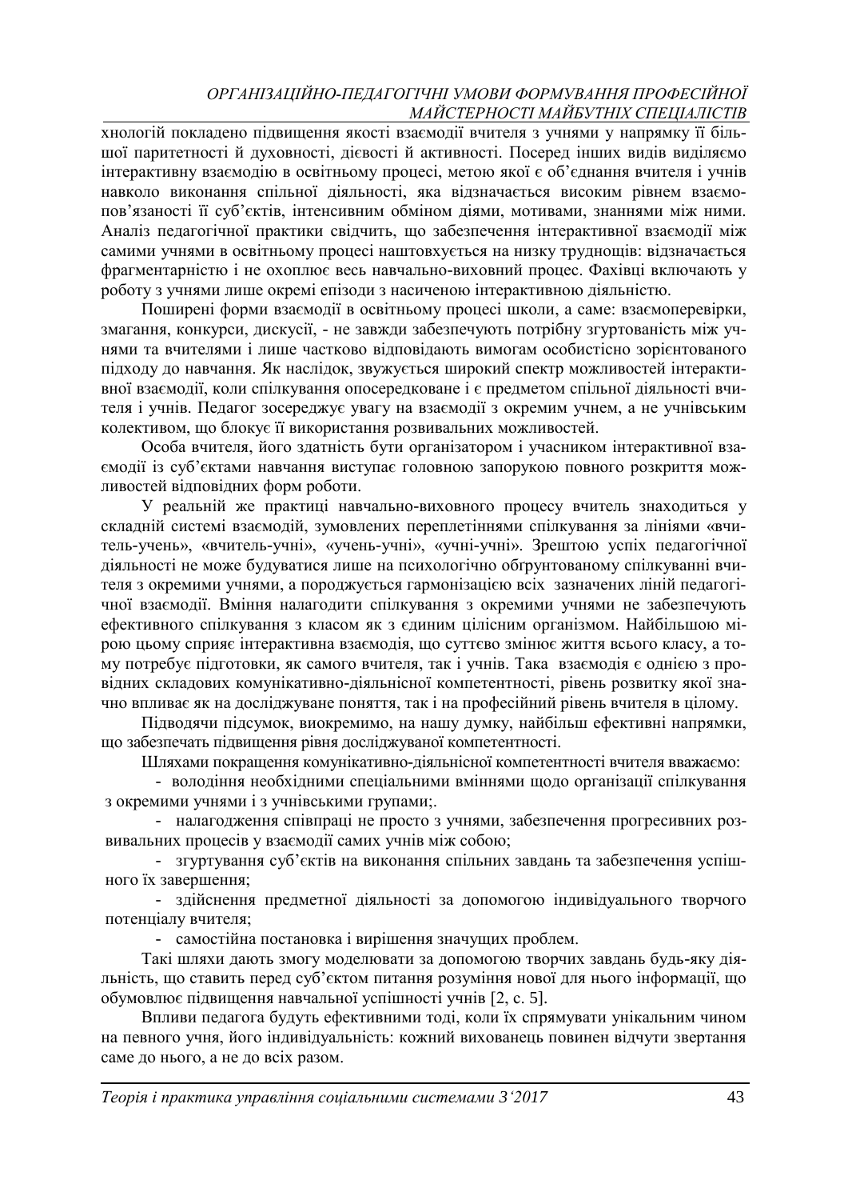хнологій покладено підвищення якості взаємодії вчителя з учнями у напрямку її більшої паритетності й духовності, дієвості й активності. Посеред інших видів виділяємо інтерактивну взаємодію в освітньому процесі, метою якої є об'єднання вчителя і учнів навколо виконання спільної діяльності, яка відзначається високим рівнем взаємопов'язаності її суб'єктів, інтенсивним обміном діями, мотивами, знаннями між ними. Аналіз педагогічної практики свідчить, що забезпечення інтерактивної взаємодії між самими учнями в освітньому процесі наштовхується на низку труднощів: відзначається фрагментарністю і не охоплює весь навчально-виховний процес. Фахівці включають у роботу з учнями лише окремі епізоди з насиченою інтерактивною діяльністю.

Поширені форми взаємодії в освітньому процесі школи, а саме: взаємоперевірки, змагання, конкурси, дискусії, - не завжди забезпечують потрібну згуртованість між учнями та вчителями і лише частково відповідають вимогам особистісно зорієнтованого підходу до навчання. Як наслідок, звужується широкий спектр можливостей інтерактивної взаємодії, коли спілкування опосередковане і є предметом спільної діяльності вчителя і учнів. Педагог зосереджує увагу на взаємодії з окремим учнем, а не учнівським колективом, що блокує її використання розвивальних можливостей.

Особа вчителя, його здатність бути організатором і учасником інтерактивної взаємодії із суб'єктами навчання виступає головною запорукою повного розкриття можливостей відповідних форм роботи.

У реальній же практиці навчально-виховного процесу вчитель знаходиться у складній системі взаємодій, зумовлених переплетіннями спілкування за лініями «вчитель-учень», «вчитель-учні», «учень-учні», «учні-учні». Зрештою успіх педагогічної діяльності не може будуватися лише на психологічно обґрунтованому спілкуванні вчителя з окремими учнями, а породжується гармонізацією всіх зазначених ліній педагогічної взаємодії. Вміння налагодити спілкування з окремими учнями не забезпечують ефективного спілкування з класом як з єдиним цілісним організмом. Найбільшою мірою цьому сприяє інтерактивна взаємодія, що суттєво змінює життя всього класу, а тому потребує підготовки, як самого вчителя, так і учнів. Така взаємодія є однією з провідних складових комунікативно-діяльнісної компетентності, рівень розвитку якої значно впливає як на досліджуване поняття, так і на професійний рівень вчителя в цілому.

Підводячи підсумок, виокремимо, на нашу думку, найбільш ефективні напрямки, що забезпечать підвищення рівня досліджуваної компетентності.

Шляхами покращення комунікативно-діяльнісної компетентності вчителя вважаємо:

- володіння необхідними спеціальними вміннями щодо організації спілкування з окремими учнями і з учнівськими групами;.
- налагодження співпраці не просто з учнями, забезпечення прогресивних розвивальних процесів у взаємодії самих учнів між собою;
- згуртування суб'єктів на виконання спільних завдань та забезпечення успішного їх завершення;
- здійснення предметної діяльності за допомогою індивідуального творчого потенціалу вчителя;
- самостійна постановка і вирішення значущих проблем.

Такі шляхи дають змогу моделювати за допомогою творчих завдань будь-яку діяльність, що ставить перед суб'єктом питання розуміння нової для нього інформації, що обумовлює підвищення навчальної успішності учнів [2, с. 5].

Впливи педагога будуть ефективними тоді, коли їх спрямувати унікальним чином на певного учня, його індивідуальність: кожний вихованець повинен відчути звертання саме до нього, а не до всіх разом.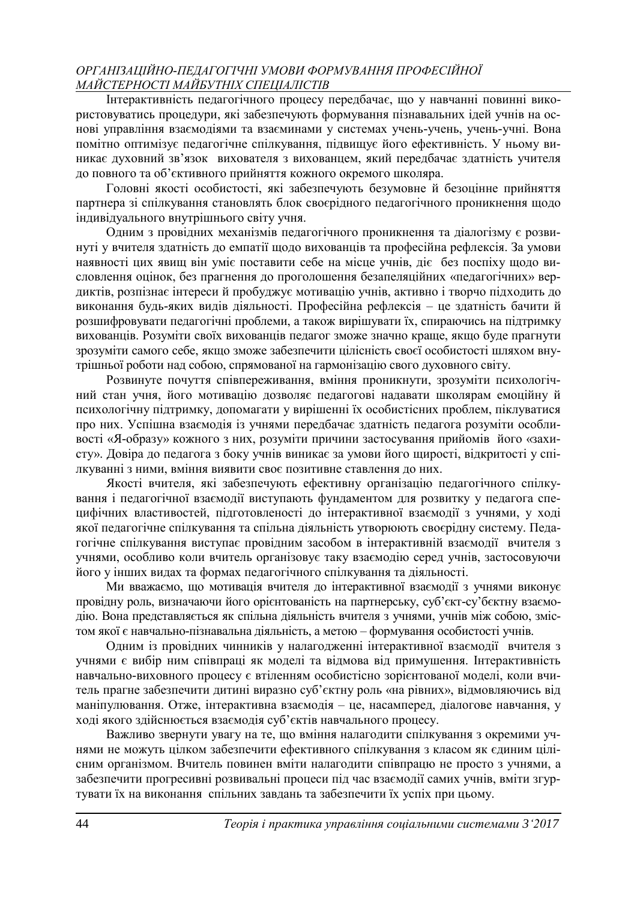Інтерактивність педагогічного процесу передбачає, що у навчанні повинні використовуватись процедури, які забезпечують формування пізнавальних ідей учнів на основі управління взаємодіями та взаєминами у системах учень-учень, учень-учні. Вона помітно оптимізує педагогічне спілкування, підвищує його ефективність. У ньому виникає духовний зв'язок вихователя з вихованцем, який передбачає здатність учителя до повного та об'єктивного прийняття кожного окремого школяра.

Головні якості особистості, які забезпечують безумовне й безоцінне прийняття партнера зі спілкування становлять блок своєрідного педагогічного проникнення щодо індивідуального внутрішнього світу учня.

Одним з провідних механізмів педагогічного проникнення та діалогізму є розвинуті у вчителя здатність до емпатії щодо вихованців та професійна рефлексія. За умови наявності цих явищ він уміє поставити себе на місце учнів, діє без поспіху щодо висловлення оцінок, без прагнення до проголошення безапеляційних «педагогічних» вердиктів, розпізнає інтереси й пробуджує мотивацію учнів, активно і творчо підходить до виконання будь-яких видів діяльності. Професійна рефлексія – це здатність бачити й розшифровувати педагогічні проблеми, а також вирішувати їх, спираючись на підтримку вихованців. Розуміти своїх вихованців педагог зможе значно краще, якщо буде прагнути зрозуміти самого себе, якщо зможе забезпечити цілісність своєї особистості шляхом внутрішньої роботи над собою, спрямованої на гармонізацію свого духовного світу.

Розвинуте почуття співпереживання, вміння проникнути, зрозуміти психологічний стан учня, його мотивацію дозволяє педагогові надавати школярам емоційну й психологічну підтримку, допомагати у вирішенні їх особистісних проблем, піклуватися про них. Успішна взаємодія із учнями передбачає здатність педагога розуміти особливості «Я-образу» кожного з них, розуміти причини застосування прийомів його «захисту». Довіра до педагога з боку учнів виникає за умови його щирості, відкритості у спілкуванні з ними, вміння виявити своє позитивне ставлення до них.

Якості вчителя, які забезпечують ефективну організацію педагогічного спілкування і педагогічної взаємодії виступають фундаментом для розвитку у педагога специфічних властивостей, підготовленості до інтерактивної взаємодії з учнями, у ході якої педагогічне спілкування та спільна діяльність утворюють своєрідну систему. Педагогічне спілкування виступає провідним засобом в інтерактивній взаємодії вчителя з учнями, особливо коли вчитель організовує таку взаємодію серед учнів, застосовуючи його у інших видах та формах педагогічного спілкування та діяльності.

Ми вважаємо, що мотивація вчителя до інтерактивної взаємодії з учнями виконує провідну роль, визначаючи його орієнтованість на партнерську, суб'єкт-суб'єктну взаємодію. Вона представляється як спільна діяльність вчителя з учнями, учнів між собою, змістом якої є навчально-пізнавальна діяльність, а метою – формування особистості учнів.

Одним із провідних чинників у налагодженні інтерактивної взаємодії вчителя з учнями є вибір ним співпраці як моделі та відмова від примушення. Інтерактивність навчально-виховного процесу є втіленням особистісно зорієнтованої моделі, коли вчитель прагне забезпечити дитині виразно суб'єктну роль «на рівних», відмовляючись від маніпулювання. Отже, інтерактивна взаємодія – це, насамперед, діалогове навчання, у ході якого здійснюється взаємодія суб'єктів навчального процесу.

Важливо звернути увагу на те, що вміння налагодити спілкування з окремими учнями не можуть цілком забезпечити ефективного спілкування з класом як єдиним цілісним організмом. Вчитель повинен вміти налагодити співпрацю не просто з учнями, а забезпечити прогресивні розвивальні процеси під час взаємодії самих учнів, вміти згуртувати їх на виконання спільних завдань та забезпечити їх успіх при цьому.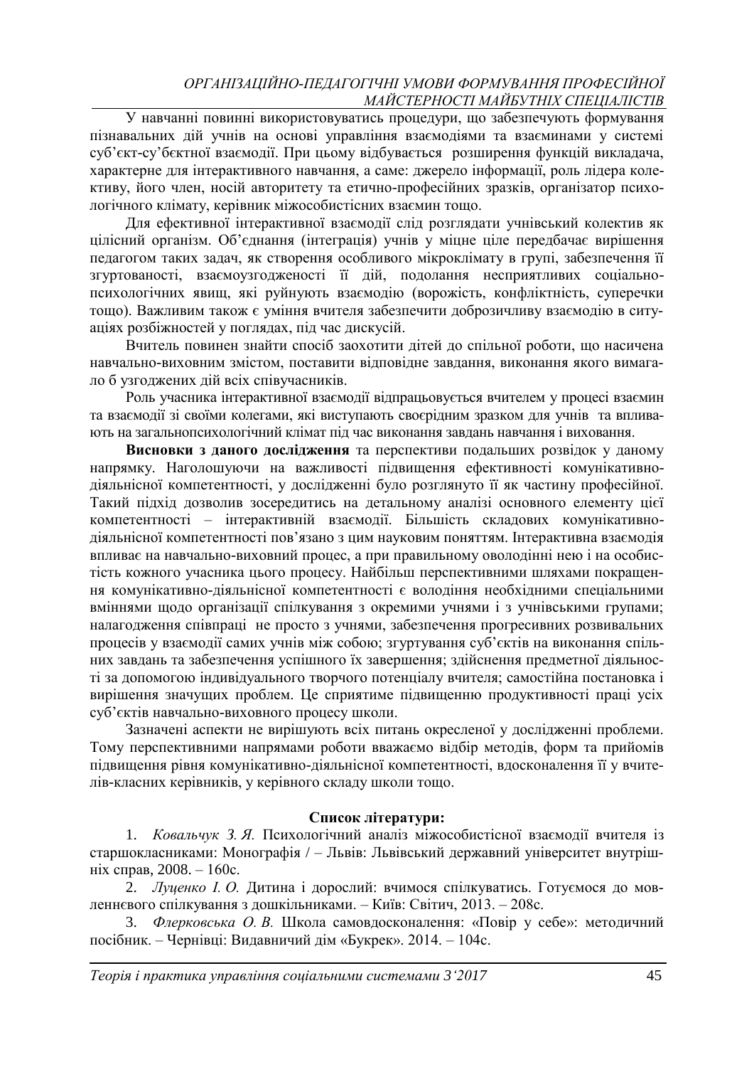У навчанні повинні використовуватись процедури, що забезпечують формування пізнавальних дій учнів на основі управління взаємодіями та взаєминами у системі суб'єкт-су'бєктної взаємодії. При цьому відбувається розширення функцій викладача, характерне для інтерактивного навчання, а саме: джерело інформації, роль лідера колективу, його член, носій авторитету та етично-професійних зразків, організатор психологічного клімату, керівник міжособистісних взаємин тощо.

Для ефективної інтерактивної взаємодії слід розглядати учнівський колектив як цілісний організм. Об'єднання (інтеграція) учнів у міцне ціле передбачає вирішення педагогом таких задач, як створення особливого мікроклімату в групі, забезпечення її згуртованості, взаємоузгодженості її дій, подолання несприятливих соціально-психологічних явищ, які руйнують взаємодію (ворожість, конфліктність, суперечки тощо). Важливим також є уміння вчителя забезпечити доброзичливу взаємодію в ситуаціях розбіжностей у поглядах, під час дискусій.

Вчитель повинен знайти спосіб заохотити дітей до спільної роботи, що насичена навчально-виховним змістом, поставити відповідне завдання, виконання якого вимагало б узгоджених дій всіх співучасників.

Роль учасника інтерактивної взаємодії відпрацьовується вчителем у процесі взаємин та взаємодії зі своїми колегами, які виступають своєрідним зразком для учнів та впливають на загальнопсихологічний клімат під час виконання завдань навчання і виховання.

**Висновки з даного дослідження** та перспективи подальших розвідок у даному напрямку. Наголошуючи на важливості підвищення ефективності комунікативно-діяльнісної компетентності, у дослідженні було розглянуто її як частину професійної. Такий підхід дозволив зосередитись на детальному аналізі основного елементу цієї компетентності – інтерактивній взаємодії. Більшість складових комунікативно-діяльнісної компетентності пов'язано з цим науковим поняттям. Інтерактивна взаємодія впливає на навчально-виховний процес, а при правильному оволодінні нею і на особистість кожного учасника цього процесу. Найбільш перспективними шляхами покращення комунікативно-діяльнісної компетентності є володіння необхідними спеціальними вміннями щодо організації спілкування з окремими учнями і з учнівськими групами; налагодження співпраці не просто з учнями, забезпечення прогресивних розвивальних процесів у взаємодії самих учнів між собою; згуртування суб'єктів на виконання спільних завдань та забезпечення успішного їх завершення; здійснення предметної діяльності за допомогою індивідуального творчого потенціалу вчителя; самостійна постановка і вирішення значущих проблем. Це сприятиме підвищенню продуктивності праці усіх суб'єктів навчально-виховного процесу школи.

Зазначені аспекти не вирішують всіх питань окресленої у дослідженні проблеми. Тому перспективними напрямами роботи вважаємо відбір методів, форм та прийомів підвищення рівня комунікативно-діяльнісної компетентності, вдосконалення її у вчителів-класних керівників, у керівного складу школи тощо.

### Список літератури:

1. *Ковальчук З. Я.* Психологічний аналіз міжособистісної взаємодії вчителя із старшокласниками: Монографія / – Львів: Львівський державний університет внутрішніх справ, 2008. – 160с.
2. *Луценко І. О.* Дитина і дорослий: вчимося спілкуватись. Готуємося до мовленнєвого спілкування з дошкільниками. – Київ: Світич, 2013. – 208с.
3. *Флерковська О. В.* Школа самовдосконалення: «Повір у себе»: методичний посібник. – Чернівці: Видавничий дім «Букрек». 2014. – 104с.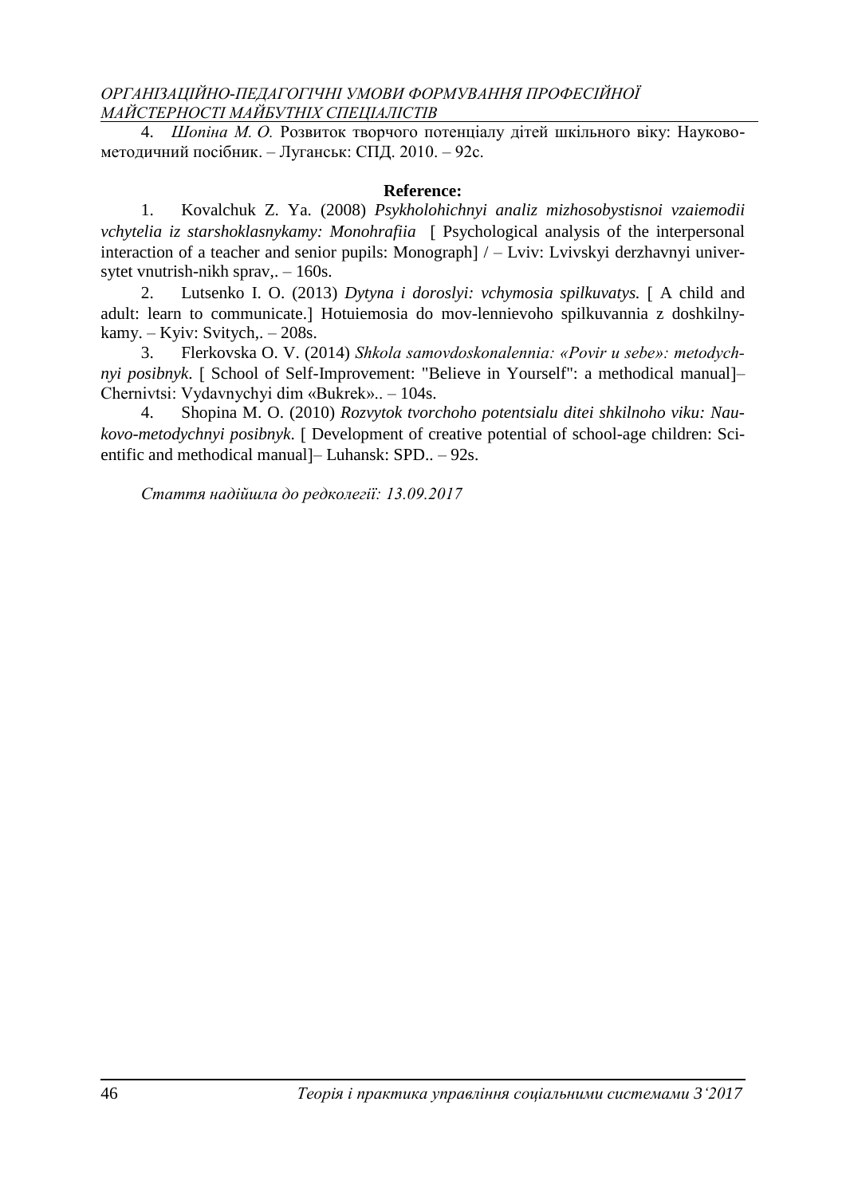4. *Шопіна М. О.* Розвиток творчого потенціалу дітей шкільного віку: Науково-методичний посібник. – Луганськ: СПД. 2010. – 92с.

**Reference:**

1. Kovalchuk Z. Ya. (2008) *Psykholohichnyi analiz mizhosobystisnoi vzaiemodii vchytelia iz starshoklasnykamy: Monohrafiia* [ Psychological analysis of the interpersonal interaction of a teacher and senior pupils: Monograph] / – Lviv: Lvivskyi derzhavnyi universytet vnutrish-nikh sprav,. – 160s.

2. Lutsenko I. O. (2013) *Dytyna i doroslyi: vchymosia spilkuvatys.* [ A child and adult: learn to communicate.] Hotuiemosia do mov-lennievoho spilkuvannia z doshkilnykamy. – Kyiv: Svitych,. – 208s.

3. Flerkovska O. V. (2014) *Shkola samovdoskonalennia: «Povir u sebe»: metodychnyi posibnyk*. [ School of Self-Improvement: "Believe in Yourself": a methodical manual]– Chernivtsi: Vydavnychyi dim «Bukrek».. – 104s.

4. Shopina M. O. (2010) *Rozvytok tvorchoho potentsialu ditei shkilnoho viku: Naukovo-metodychnyi posibnyk*. [ Development of creative potential of school-age children: Scientific and methodical manual]– Luhansk: SPD.. – 92s.

*Стаття надійшла до редколегії: 13.09.2017*